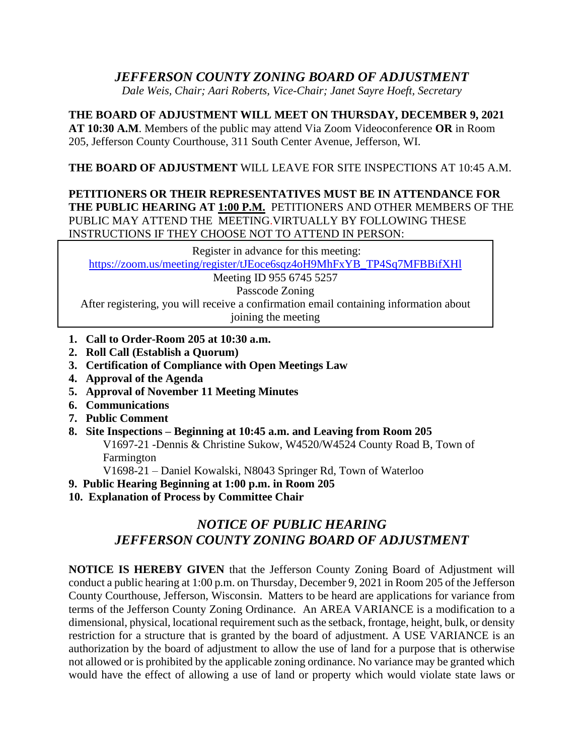# *JEFFERSON COUNTY ZONING BOARD OF ADJUSTMENT*

*Dale Weis, Chair; Aari Roberts, Vice-Chair; Janet Sayre Hoeft, Secretary*

**THE BOARD OF ADJUSTMENT WILL MEET ON THURSDAY, DECEMBER 9, 2021 AT 10:30 A.M**. Members of the public may attend Via Zoom Videoconference **OR** in Room 205, Jefferson County Courthouse, 311 South Center Avenue, Jefferson, WI.

**THE BOARD OF ADJUSTMENT** WILL LEAVE FOR SITE INSPECTIONS AT 10:45 A.M.

**PETITIONERS OR THEIR REPRESENTATIVES MUST BE IN ATTENDANCE FOR THE PUBLIC HEARING AT 1:00 P.M.** PETITIONERS AND OTHER MEMBERS OF THE PUBLIC MAY ATTEND THE MEETING.VIRTUALLY BY FOLLOWING THESE INSTRUCTIONS IF THEY CHOOSE NOT TO ATTEND IN PERSON:

Register in advance for this meeting:
https://zoom.us/meeting/register/tJEoce6sqz4oH9MhFxYB_TP4Sq7MFBBifXHl
Meeting ID 955 6745 5257
Passcode Zoning
After registering, you will receive a confirmation email containing information about joining the meeting

1. **Call to Order-Room 205 at 10:30 a.m.**
2. **Roll Call (Establish a Quorum)**
3. **Certification of Compliance with Open Meetings Law**
4. **Approval of the Agenda**
5. **Approval of November 11 Meeting Minutes**
6. **Communications**
7. **Public Comment**
8. **Site Inspections – Beginning at 10:45 a.m. and Leaving from Room 205**
   V1697-21 -Dennis & Christine Sukow, W4520/W4524 County Road B, Town of Farmington
   V1698-21 – Daniel Kowalski, N8043 Springer Rd, Town of Waterloo
9. **Public Hearing Beginning at 1:00 p.m. in Room 205**
10. **Explanation of Process by Committee Chair**

## *NOTICE OF PUBLIC HEARING*
## *JEFFERSON COUNTY ZONING BOARD OF ADJUSTMENT*

**NOTICE IS HEREBY GIVEN** that the Jefferson County Zoning Board of Adjustment will conduct a public hearing at 1:00 p.m. on Thursday, December 9, 2021 in Room 205 of the Jefferson County Courthouse, Jefferson, Wisconsin. Matters to be heard are applications for variance from terms of the Jefferson County Zoning Ordinance. An AREA VARIANCE is a modification to a dimensional, physical, locational requirement such as the setback, frontage, height, bulk, or density restriction for a structure that is granted by the board of adjustment. A USE VARIANCE is an authorization by the board of adjustment to allow the use of land for a purpose that is otherwise not allowed or is prohibited by the applicable zoning ordinance. No variance may be granted which would have the effect of allowing a use of land or property which would violate state laws or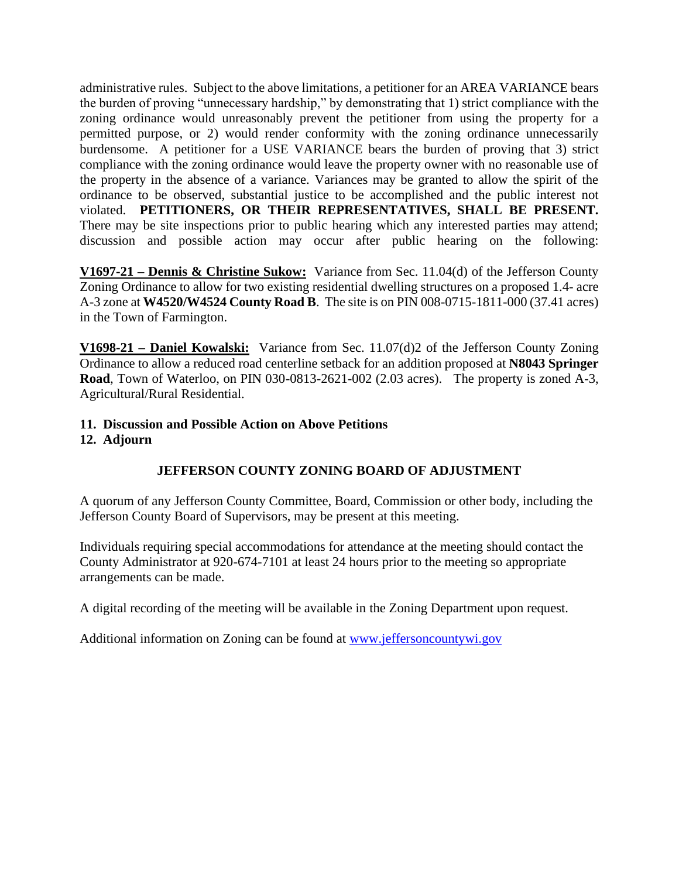administrative rules. Subject to the above limitations, a petitioner for an AREA VARIANCE bears the burden of proving "unnecessary hardship," by demonstrating that 1) strict compliance with the zoning ordinance would unreasonably prevent the petitioner from using the property for a permitted purpose, or 2) would render conformity with the zoning ordinance unnecessarily burdensome. A petitioner for a USE VARIANCE bears the burden of proving that 3) strict compliance with the zoning ordinance would leave the property owner with no reasonable use of the property in the absence of a variance. Variances may be granted to allow the spirit of the ordinance to be observed, substantial justice to be accomplished and the public interest not violated. **PETITIONERS, OR THEIR REPRESENTATIVES, SHALL BE PRESENT.** There may be site inspections prior to public hearing which any interested parties may attend; discussion and possible action may occur after public hearing on the following:

**V1697-21 – Dennis & Christine Sukow:** Variance from Sec. 11.04(d) of the Jefferson County Zoning Ordinance to allow for two existing residential dwelling structures on a proposed 1.4- acre A-3 zone at **W4520/W4524 County Road B**. The site is on PIN 008-0715-1811-000 (37.41 acres) in the Town of Farmington.

**V1698-21 – Daniel Kowalski:** Variance from Sec. 11.07(d)2 of the Jefferson County Zoning Ordinance to allow a reduced road centerline setback for an addition proposed at **N8043 Springer Road**, Town of Waterloo, on PIN 030-0813-2621-002 (2.03 acres). The property is zoned A-3, Agricultural/Rural Residential.

**11. Discussion and Possible Action on Above Petitions**

**12. Adjourn**

**JEFFERSON COUNTY ZONING BOARD OF ADJUSTMENT**

A quorum of any Jefferson County Committee, Board, Commission or other body, including the Jefferson County Board of Supervisors, may be present at this meeting.

Individuals requiring special accommodations for attendance at the meeting should contact the County Administrator at 920-674-7101 at least 24 hours prior to the meeting so appropriate arrangements can be made.

A digital recording of the meeting will be available in the Zoning Department upon request.

Additional information on Zoning can be found at www.jeffersoncountywi.gov